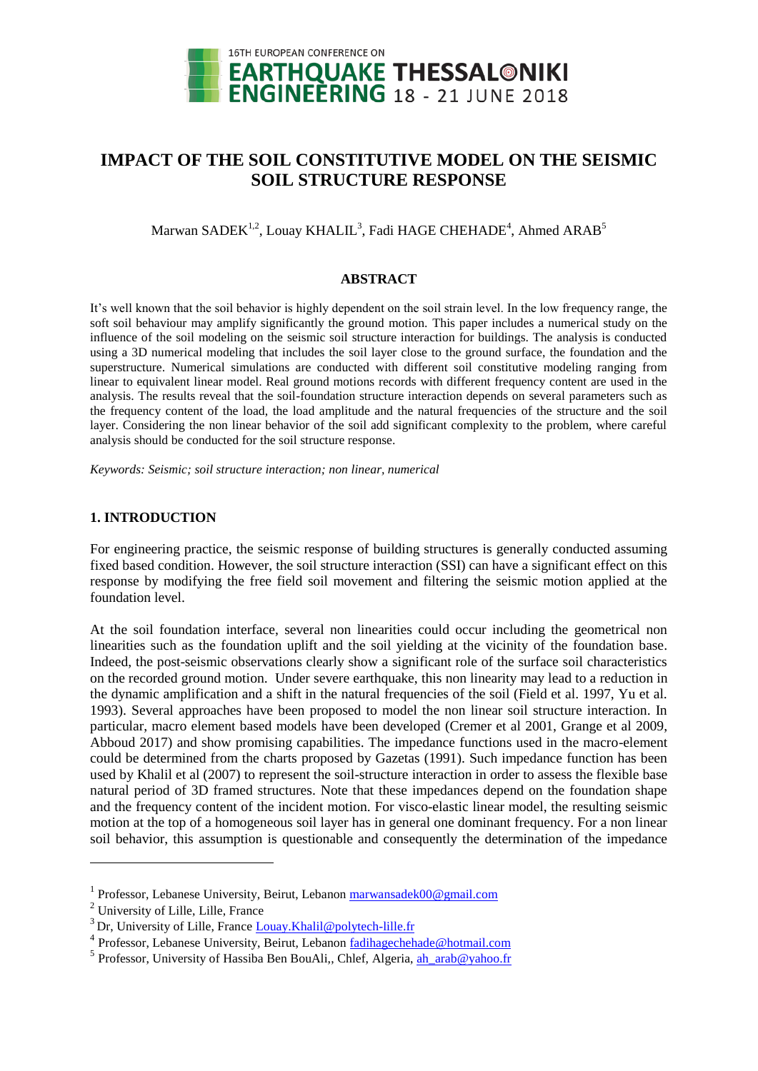# IMPACT OF THE SOIL CONSTITUTIVE MODEL ON THE SEISMIC SOIL STRUCTURE RESPONSE

Marwan SADEK[1,2], Louay KHALIL[3], Fadi HAGE CHEHADE[4], Ahmed ARAB[5]

## ABSTRACT

It's well known that the soil behavior is highly dependent on the soil strain level. In the low frequency range, the soft soil behaviour may amplify significantly the ground motion. This paper includes a numerical study on the influence of the soil modeling on the seismic soil structure interaction for buildings. The analysis is conducted using a 3D numerical modeling that includes the soil layer close to the ground surface, the foundation and the superstructure. Numerical simulations are conducted with different soil constitutive modeling ranging from linear to equivalent linear model. Real ground motions records with different frequency content are used in the analysis. The results reveal that the soil-foundation structure interaction depends on several parameters such as the frequency content of the load, the load amplitude and the natural frequencies of the structure and the soil layer. Considering the non linear behavior of the soil add significant complexity to the problem, where careful analysis should be conducted for the soil structure response.

*Keywords: Seismic; soil structure interaction; non linear, numerical*

## 1. INTRODUCTION

For engineering practice, the seismic response of building structures is generally conducted assuming fixed based condition. However, the soil structure interaction (SSI) can have a significant effect on this response by modifying the free field soil movement and filtering the seismic motion applied at the foundation level.

At the soil foundation interface, several non linearities could occur including the geometrical non linearities such as the foundation uplift and the soil yielding at the vicinity of the foundation base. Indeed, the post-seismic observations clearly show a significant role of the surface soil characteristics on the recorded ground motion. Under severe earthquake, this non linearity may lead to a reduction in the dynamic amplification and a shift in the natural frequencies of the soil (Field et al. 1997, Yu et al. 1993). Several approaches have been proposed to model the non linear soil structure interaction. In particular, macro element based models have been developed (Cremer et al 2001, Grange et al 2009, Abboud 2017) and show promising capabilities. The impedance functions used in the macro-element could be determined from the charts proposed by Gazetas (1991). Such impedance function has been used by Khalil et al (2007) to represent the soil-structure interaction in order to assess the flexible base natural period of 3D framed structures. Note that these impedances depend on the foundation shape and the frequency content of the incident motion. For visco-elastic linear model, the resulting seismic motion at the top of a homogeneous soil layer has in general one dominant frequency. For a non linear soil behavior, this assumption is questionable and consequently the determination of the impedance

---

[1] Professor, Lebanese University, Beirut, Lebanon marwansadek00@gmail.com

[2] University of Lille, Lille, France

[3] Dr, University of Lille, France Louay.Khalil@polytech-lille.fr

[4] Professor, Lebanese University, Beirut, Lebanon fadihagechehade@hotmail.com

[5] Professor, University of Hassiba Ben BouAli,, Chlef, Algeria, ah_arab@yahoo.fr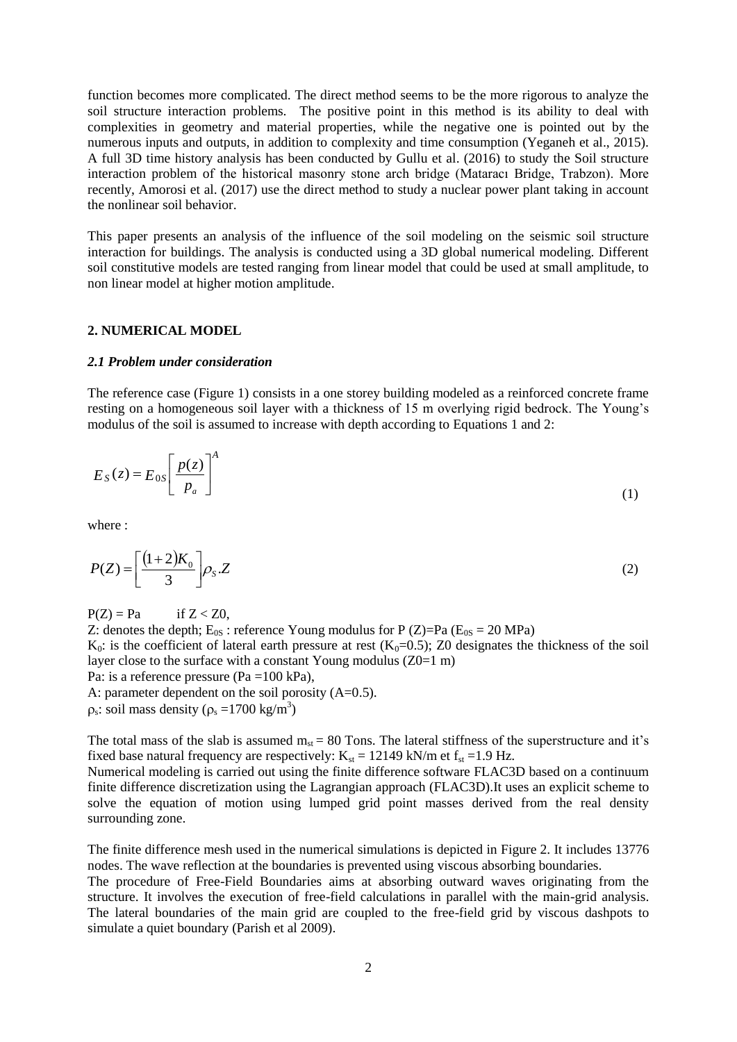function becomes more complicated. The direct method seems to be the more rigorous to analyze the soil structure interaction problems. The positive point in this method is its ability to deal with complexities in geometry and material properties, while the negative one is pointed out by the numerous inputs and outputs, in addition to complexity and time consumption (Yeganeh et al., 2015). A full 3D time history analysis has been conducted by Gullu et al. (2016) to study the Soil structure interaction problem of the historical masonry stone arch bridge (Mataracı Bridge, Trabzon). More recently, Amorosi et al. (2017) use the direct method to study a nuclear power plant taking in account the nonlinear soil behavior.

This paper presents an analysis of the influence of the soil modeling on the seismic soil structure interaction for buildings. The analysis is conducted using a 3D global numerical modeling. Different soil constitutive models are tested ranging from linear model that could be used at small amplitude, to non linear model at higher motion amplitude.

## 2. NUMERICAL MODEL

### *2.1 Problem under consideration*

The reference case (Figure 1) consists in a one storey building modeled as a reinforced concrete frame resting on a homogeneous soil layer with a thickness of 15 m overlying rigid bedrock. The Young's modulus of the soil is assumed to increase with depth according to Equations 1 and 2:

$$E_S(z) = E_{0S}\left[\frac{p(z)}{p_a}\right]^A \tag{1}$$

where :

$$P(Z) = \left[\frac{(1+2)K_0}{3}\right]\rho_S.Z \tag{2}$$

$P(Z) = Pa$ if $Z < Z0$,

Z: denotes the depth; $E_{0S}$ : reference Young modulus for P (Z)=Pa ($E_{0S}$ = 20 MPa)

$K_0$: is the coefficient of lateral earth pressure at rest ($K_0$=0.5); Z0 designates the thickness of the soil layer close to the surface with a constant Young modulus (Z0=1 m)

Pa: is a reference pressure (Pa =100 kPa),

A: parameter dependent on the soil porosity (A=0.5).

$\rho_s$: soil mass density ($\rho_s$ =1700 kg/m$^3$)

The total mass of the slab is assumed $m_{st}$ = 80 Tons. The lateral stiffness of the superstructure and it's fixed base natural frequency are respectively: $K_{st}$ = 12149 kN/m et $f_{st}$ =1.9 Hz.

Numerical modeling is carried out using the finite difference software FLAC3D based on a continuum finite difference discretization using the Lagrangian approach (FLAC3D).It uses an explicit scheme to solve the equation of motion using lumped grid point masses derived from the real density surrounding zone.

The finite difference mesh used in the numerical simulations is depicted in Figure 2. It includes 13776 nodes. The wave reflection at the boundaries is prevented using viscous absorbing boundaries.

The procedure of Free-Field Boundaries aims at absorbing outward waves originating from the structure. It involves the execution of free-field calculations in parallel with the main-grid analysis. The lateral boundaries of the main grid are coupled to the free-field grid by viscous dashpots to simulate a quiet boundary (Parish et al 2009).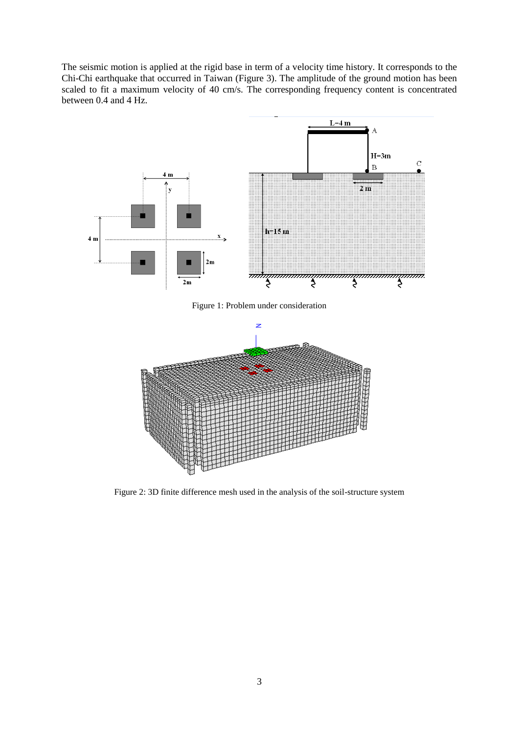The seismic motion is applied at the rigid base in term of a velocity time history. It corresponds to the Chi-Chi earthquake that occurred in Taiwan (Figure 3). The amplitude of the ground motion has been scaled to fit a maximum velocity of 40 cm/s. The corresponding frequency content is concentrated between 0.4 and 4 Hz.

Figure 1: Problem under consideration

Figure 2: 3D finite difference mesh used in the analysis of the soil-structure system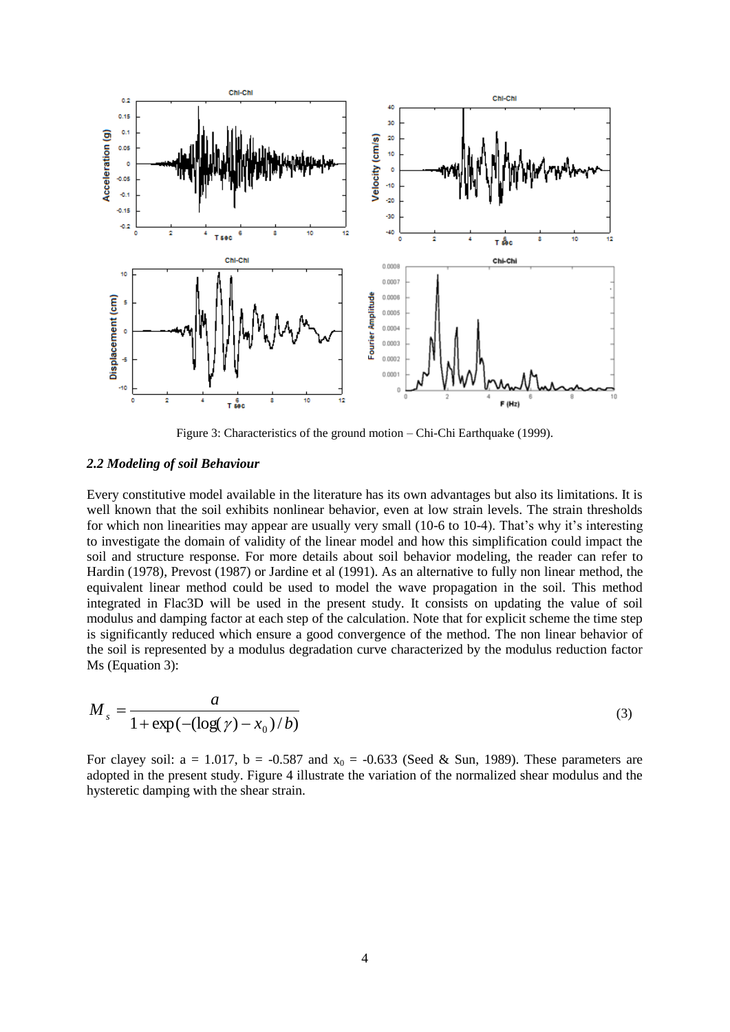Figure 3: Characteristics of the ground motion – Chi-Chi Earthquake (1999).

### *2.2 Modeling of soil Behaviour*

Every constitutive model available in the literature has its own advantages but also its limitations. It is well known that the soil exhibits nonlinear behavior, even at low strain levels. The strain thresholds for which non linearities may appear are usually very small (10-6 to 10-4). That's why it's interesting to investigate the domain of validity of the linear model and how this simplification could impact the soil and structure response. For more details about soil behavior modeling, the reader can refer to Hardin (1978), Prevost (1987) or Jardine et al (1991). As an alternative to fully non linear method, the equivalent linear method could be used to model the wave propagation in the soil. This method integrated in Flac3D will be used in the present study. It consists on updating the value of soil modulus and damping factor at each step of the calculation. Note that for explicit scheme the time step is significantly reduced which ensure a good convergence of the method. The non linear behavior of the soil is represented by a modulus degradation curve characterized by the modulus reduction factor Ms (Equation 3):

$$M_s = \frac{a}{1 + \exp(-(\log(\gamma) - x_0)/b)} \tag{3}$$

For clayey soil: $a = 1.017$, $b = -0.587$ and $x_0 = -0.633$ (Seed & Sun, 1989). These parameters are adopted in the present study. Figure 4 illustrate the variation of the normalized shear modulus and the hysteretic damping with the shear strain.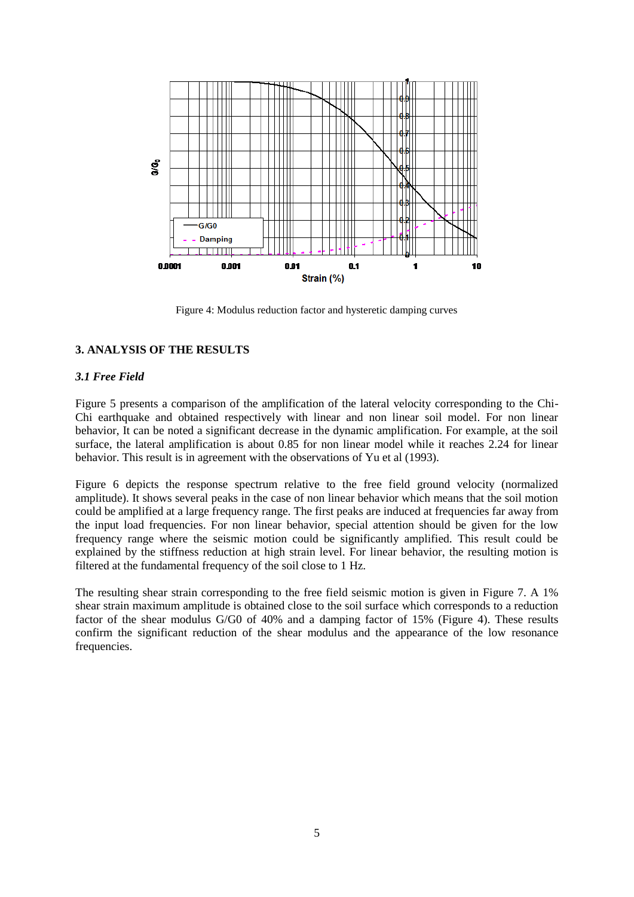Figure 4: Modulus reduction factor and hysteretic damping curves

## 3. ANALYSIS OF THE RESULTS

### *3.1 Free Field*

Figure 5 presents a comparison of the amplification of the lateral velocity corresponding to the Chi-Chi earthquake and obtained respectively with linear and non linear soil model. For non linear behavior, It can be noted a significant decrease in the dynamic amplification. For example, at the soil surface, the lateral amplification is about 0.85 for non linear model while it reaches 2.24 for linear behavior. This result is in agreement with the observations of Yu et al (1993).

Figure 6 depicts the response spectrum relative to the free field ground velocity (normalized amplitude). It shows several peaks in the case of non linear behavior which means that the soil motion could be amplified at a large frequency range. The first peaks are induced at frequencies far away from the input load frequencies. For non linear behavior, special attention should be given for the low frequency range where the seismic motion could be significantly amplified. This result could be explained by the stiffness reduction at high strain level. For linear behavior, the resulting motion is filtered at the fundamental frequency of the soil close to 1 Hz.

The resulting shear strain corresponding to the free field seismic motion is given in Figure 7. A 1% shear strain maximum amplitude is obtained close to the soil surface which corresponds to a reduction factor of the shear modulus G/G0 of 40% and a damping factor of 15% (Figure 4). These results confirm the significant reduction of the shear modulus and the appearance of the low resonance frequencies.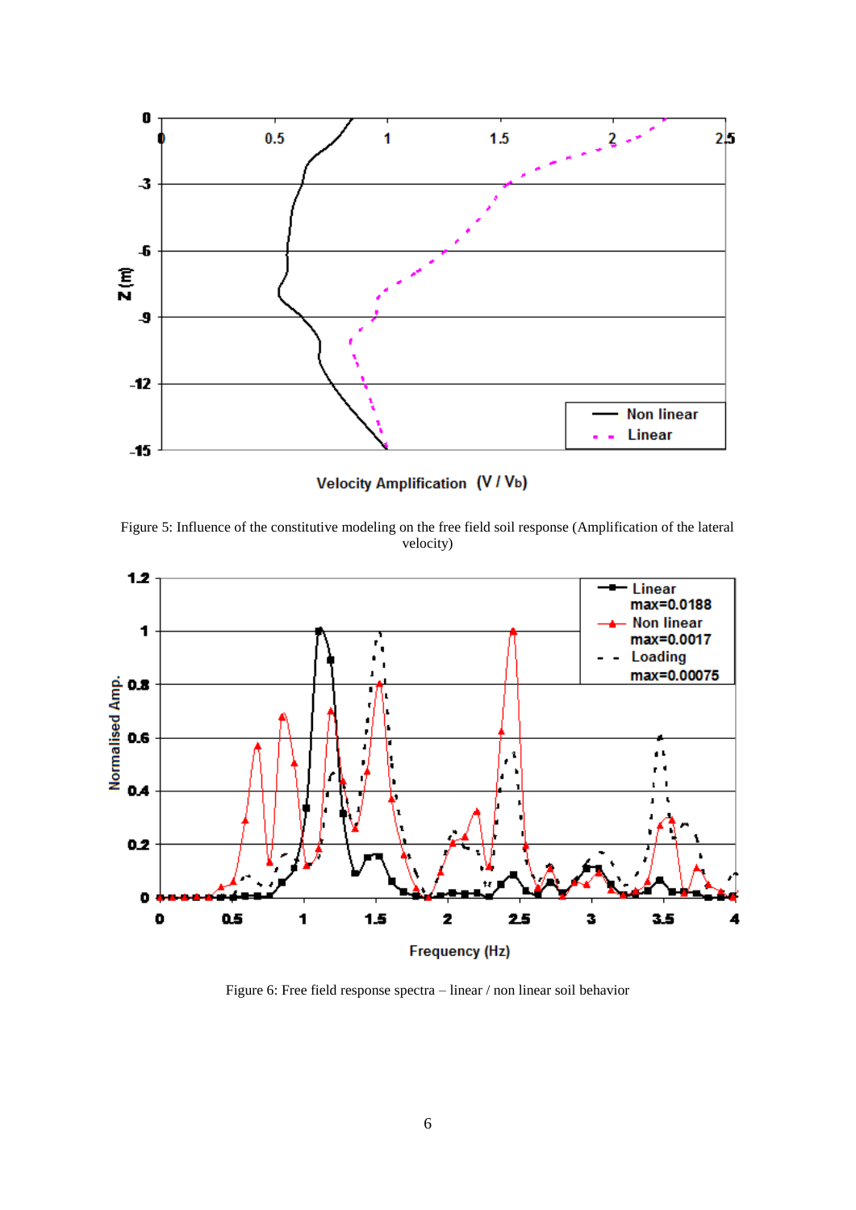Figure 5: Influence of the constitutive modeling on the free field soil response (Amplification of the lateral velocity)

Figure 6: Free field response spectra – linear / non linear soil behavior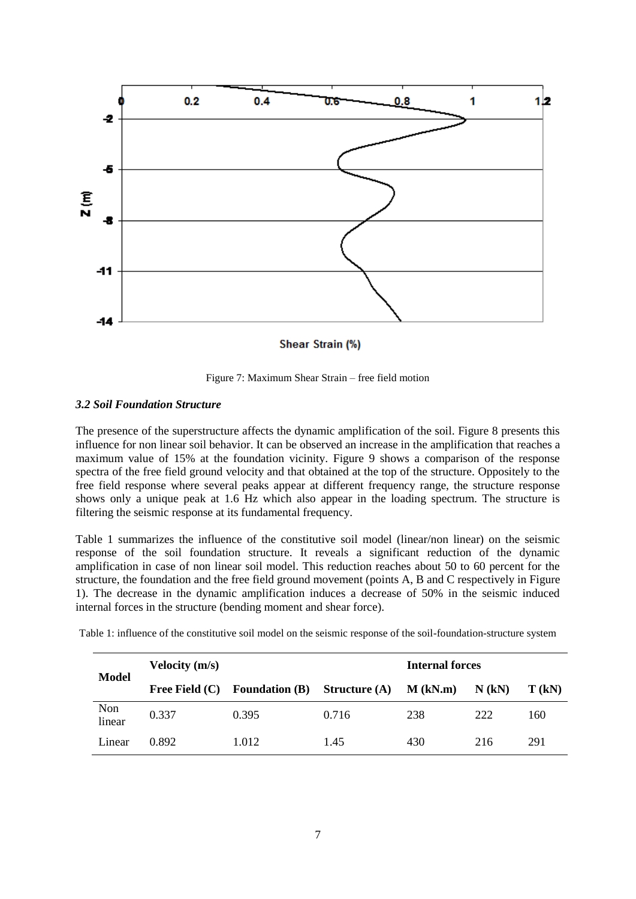Figure 7: Maximum Shear Strain – free field motion

### *3.2 Soil Foundation Structure*

The presence of the superstructure affects the dynamic amplification of the soil. Figure 8 presents this influence for non linear soil behavior. It can be observed an increase in the amplification that reaches a maximum value of 15% at the foundation vicinity. Figure 9 shows a comparison of the response spectra of the free field ground velocity and that obtained at the top of the structure. Oppositely to the free field response where several peaks appear at different frequency range, the structure response shows only a unique peak at 1.6 Hz which also appear in the loading spectrum. The structure is filtering the seismic response at its fundamental frequency.

Table 1 summarizes the influence of the constitutive soil model (linear/non linear) on the seismic response of the soil foundation structure. It reveals a significant reduction of the dynamic amplification in case of non linear soil model. This reduction reaches about 50 to 60 percent for the structure, the foundation and the free field ground movement (points A, B and C respectively in Figure 1). The decrease in the dynamic amplification induces a decrease of 50% in the seismic induced internal forces in the structure (bending moment and shear force).

Table 1: influence of the constitutive soil model on the seismic response of the soil-foundation-structure system

| Model | Velocity (m/s) | | | Internal forces | | |
|---|---|---|---|---|---|---|
| | Free Field (C) | Foundation (B) | Structure (A) | M (kN.m) | N (kN) | T (kN) |
| Non linear | 0.337 | 0.395 | 0.716 | 238 | 222 | 160 |
| Linear | 0.892 | 1.012 | 1.45 | 430 | 216 | 291 |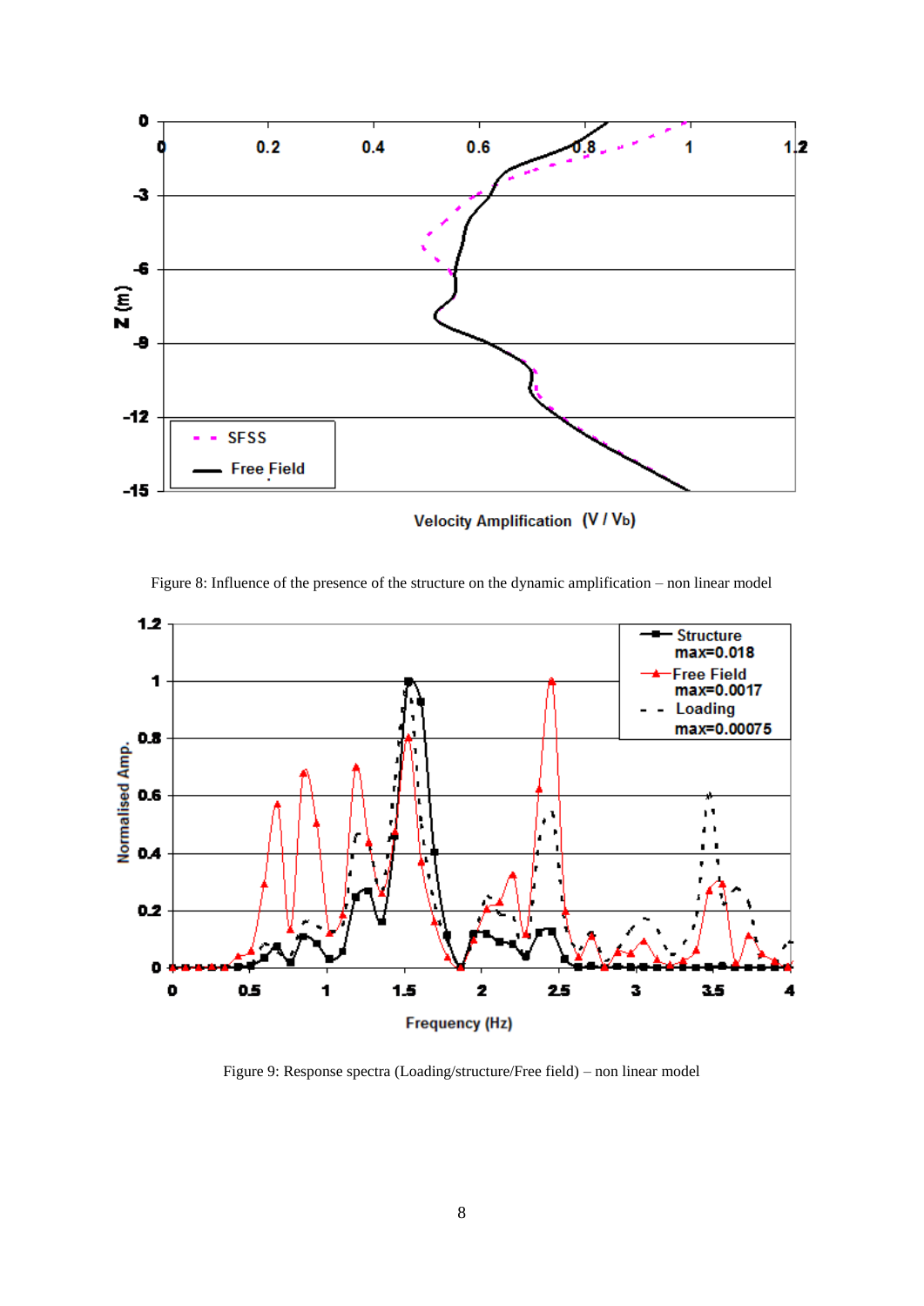Figure 8: Influence of the presence of the structure on the dynamic amplification – non linear model

Figure 9: Response spectra (Loading/structure/Free field) – non linear model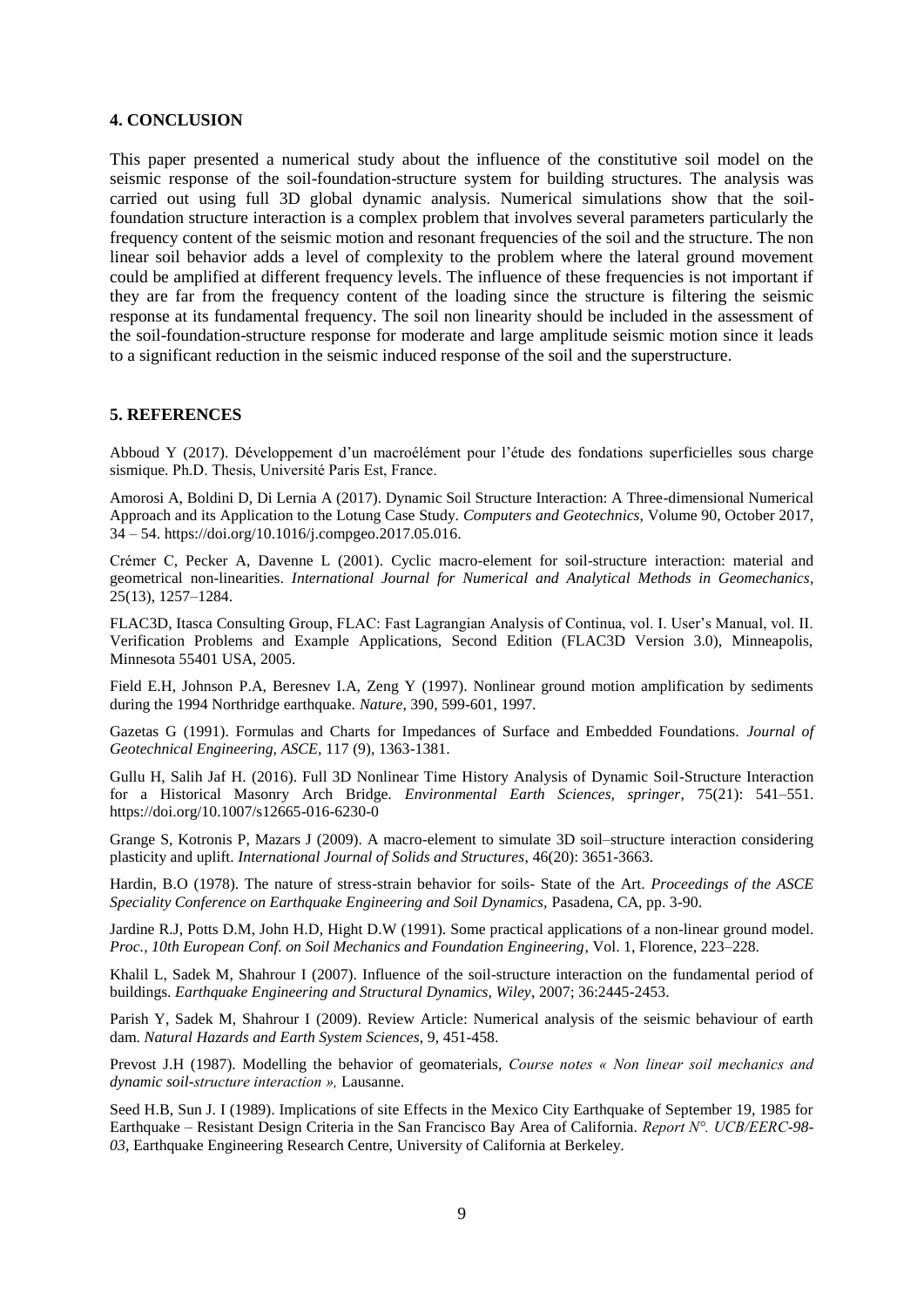## 4. CONCLUSION

This paper presented a numerical study about the influence of the constitutive soil model on the seismic response of the soil-foundation-structure system for building structures. The analysis was carried out using full 3D global dynamic analysis. Numerical simulations show that the soil-foundation structure interaction is a complex problem that involves several parameters particularly the frequency content of the seismic motion and resonant frequencies of the soil and the structure. The non linear soil behavior adds a level of complexity to the problem where the lateral ground movement could be amplified at different frequency levels. The influence of these frequencies is not important if they are far from the frequency content of the loading since the structure is filtering the seismic response at its fundamental frequency. The soil non linearity should be included in the assessment of the soil-foundation-structure response for moderate and large amplitude seismic motion since it leads to a significant reduction in the seismic induced response of the soil and the superstructure.

## 5. REFERENCES

Abboud Y (2017). Développement d'un macroélément pour l'étude des fondations superficielles sous charge sismique. Ph.D. Thesis, Université Paris Est, France.

Amorosi A, Boldini D, Di Lernia A (2017). Dynamic Soil Structure Interaction: A Three-dimensional Numerical Approach and its Application to the Lotung Case Study. *Computers and Geotechnics*, Volume 90, October 2017, 34 – 54. https://doi.org/10.1016/j.compgeo.2017.05.016.

Crémer C, Pecker A, Davenne L (2001). Cyclic macro-element for soil-structure interaction: material and geometrical non-linearities. *International Journal for Numerical and Analytical Methods in Geomechanics*, 25(13), 1257–1284.

FLAC3D, Itasca Consulting Group, FLAC: Fast Lagrangian Analysis of Continua, vol. I. User's Manual, vol. II. Verification Problems and Example Applications, Second Edition (FLAC3D Version 3.0), Minneapolis, Minnesota 55401 USA, 2005.

Field E.H, Johnson P.A, Beresnev I.A, Zeng Y (1997). Nonlinear ground motion amplification by sediments during the 1994 Northridge earthquake. *Nature*, 390, 599-601, 1997.

Gazetas G (1991). Formulas and Charts for Impedances of Surface and Embedded Foundations. *Journal of Geotechnical Engineering, ASCE*, 117 (9), 1363-1381.

Gullu H, Salih Jaf H. (2016). Full 3D Nonlinear Time History Analysis of Dynamic Soil-Structure Interaction for a Historical Masonry Arch Bridge. *Environmental Earth Sciences, springer*, 75(21): 541–551. https://doi.org/10.1007/s12665-016-6230-0

Grange S, Kotronis P, Mazars J (2009). A macro-element to simulate 3D soil–structure interaction considering plasticity and uplift. *International Journal of Solids and Structures*, 46(20): 3651-3663.

Hardin, B.O (1978). The nature of stress-strain behavior for soils- State of the Art. *Proceedings of the ASCE Speciality Conference on Earthquake Engineering and Soil Dynamics*, Pasadena, CA, pp. 3-90.

Jardine R.J, Potts D.M, John H.D, Hight D.W (1991). Some practical applications of a non-linear ground model. *Proc., 10th European Conf. on Soil Mechanics and Foundation Engineering*, Vol. 1, Florence, 223–228.

Khalil L, Sadek M, Shahrour I (2007). Influence of the soil-structure interaction on the fundamental period of buildings. *Earthquake Engineering and Structural Dynamics, Wiley*, 2007; 36:2445-2453.

Parish Y, Sadek M, Shahrour I (2009). Review Article: Numerical analysis of the seismic behaviour of earth dam. *Natural Hazards and Earth System Sciences*, 9, 451-458.

Prevost J.H (1987). Modelling the behavior of geomaterials, *Course notes « Non linear soil mechanics and dynamic soil-structure interaction »,* Lausanne.

Seed H.B, Sun J. I (1989). Implications of site Effects in the Mexico City Earthquake of September 19, 1985 for Earthquake – Resistant Design Criteria in the San Francisco Bay Area of California. *Report N°. UCB/EERC-98-03*, Earthquake Engineering Research Centre, University of California at Berkeley.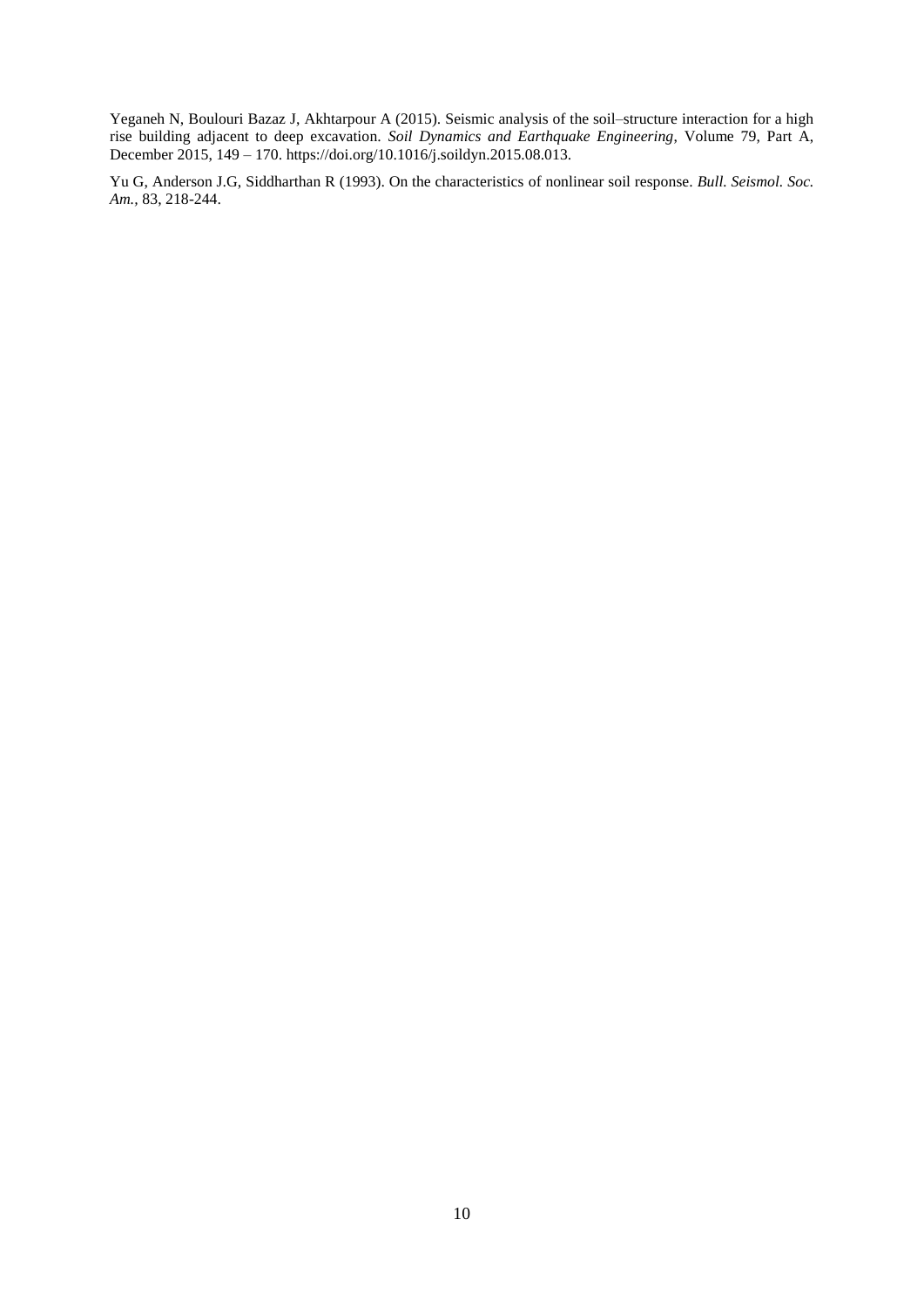Yeganeh N, Boulouri Bazaz J, Akhtarpour A (2015). Seismic analysis of the soil–structure interaction for a high rise building adjacent to deep excavation. *Soil Dynamics and Earthquake Engineering*, Volume 79, Part A, December 2015, 149 – 170. https://doi.org/10.1016/j.soildyn.2015.08.013.

Yu G, Anderson J.G, Siddharthan R (1993). On the characteristics of nonlinear soil response. *Bull. Seismol. Soc. Am.*, 83, 218-244.